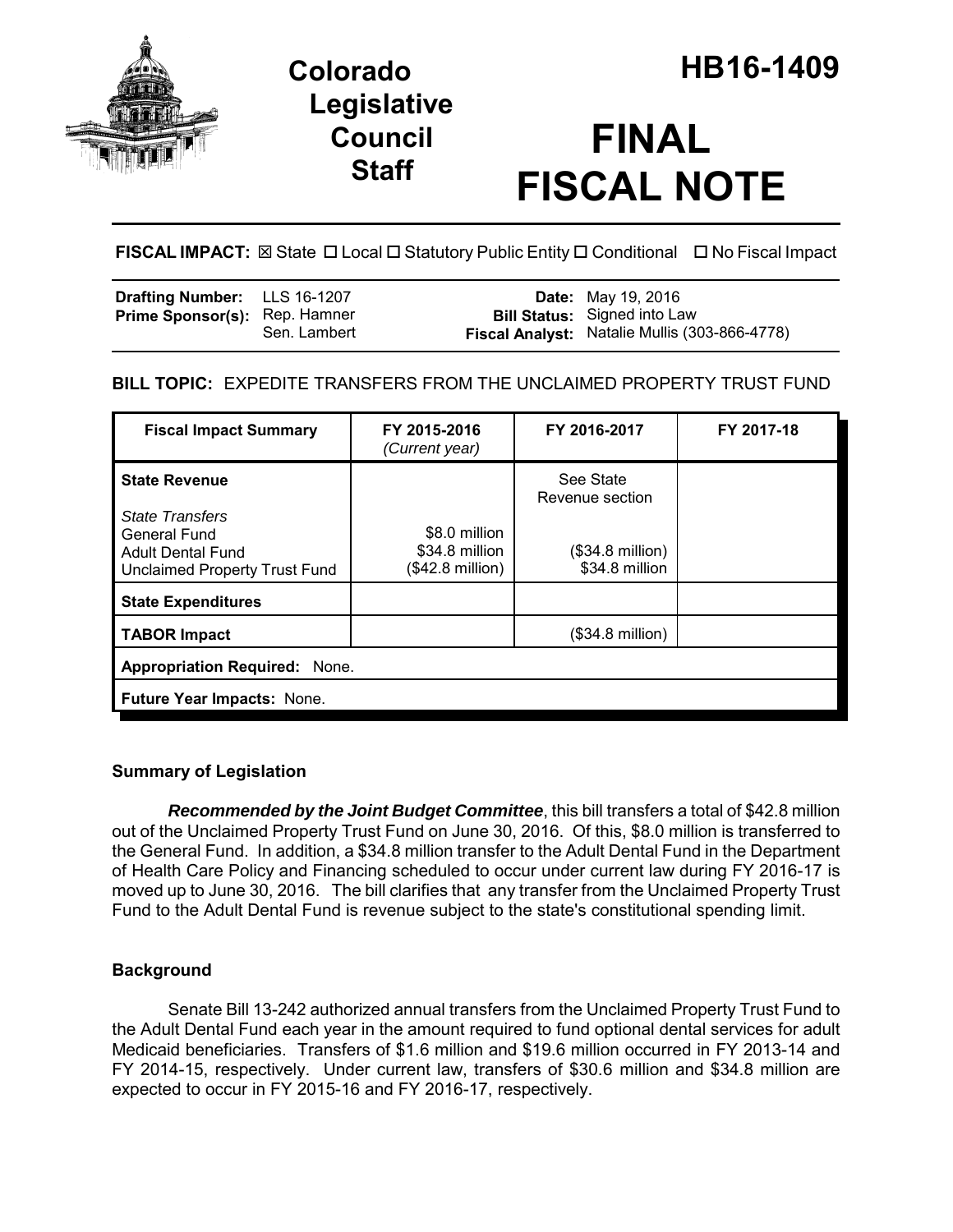# Colorado Legislative Council Staff

# HB16-1409

# FINAL FISCAL NOTE

**FISCAL IMPACT:** ☒ State ☐ Local ☐ Statutory Public Entity ☐ Conditional ☐ No Fiscal Impact

| | | | |
|---|---|---|---|
| **Drafting Number:** | LLS 16-1207 | **Date:** | May 19, 2016 |
| **Prime Sponsor(s):** | Rep. Hamner<br>Sen. Lambert | **Bill Status:** | Signed into Law |
| | | **Fiscal Analyst:** | Natalie Mullis (303-866-4778) |

**BILL TOPIC:** EXPEDITE TRANSFERS FROM THE UNCLAIMED PROPERTY TRUST FUND

| Fiscal Impact Summary | FY 2015-2016 *(Current year)* | FY 2016-2017 | FY 2017-18 |
|---|---|---|---|
| **State Revenue** | | See State Revenue section | |
| *State Transfers* | | | |
| General Fund | $8.0 million | | |
| Adult Dental Fund | $34.8 million | ($34.8 million) | |
| Unclaimed Property Trust Fund | ($42.8 million) | $34.8 million | |
| **State Expenditures** | | | |
| **TABOR Impact** | | ($34.8 million) | |
| **Appropriation Required:** None. | | | |
| **Future Year Impacts:** None. | | | |

### Summary of Legislation

***Recommended by the Joint Budget Committee***, this bill transfers a total of $42.8 million out of the Unclaimed Property Trust Fund on June 30, 2016. Of this, $8.0 million is transferred to the General Fund. In addition, a $34.8 million transfer to the Adult Dental Fund in the Department of Health Care Policy and Financing scheduled to occur under current law during FY 2016-17 is moved up to June 30, 2016. The bill clarifies that any transfer from the Unclaimed Property Trust Fund to the Adult Dental Fund is revenue subject to the state's constitutional spending limit.

### Background

Senate Bill 13-242 authorized annual transfers from the Unclaimed Property Trust Fund to the Adult Dental Fund each year in the amount required to fund optional dental services for adult Medicaid beneficiaries. Transfers of $1.6 million and $19.6 million occurred in FY 2013-14 and FY 2014-15, respectively. Under current law, transfers of $30.6 million and $34.8 million are expected to occur in FY 2015-16 and FY 2016-17, respectively.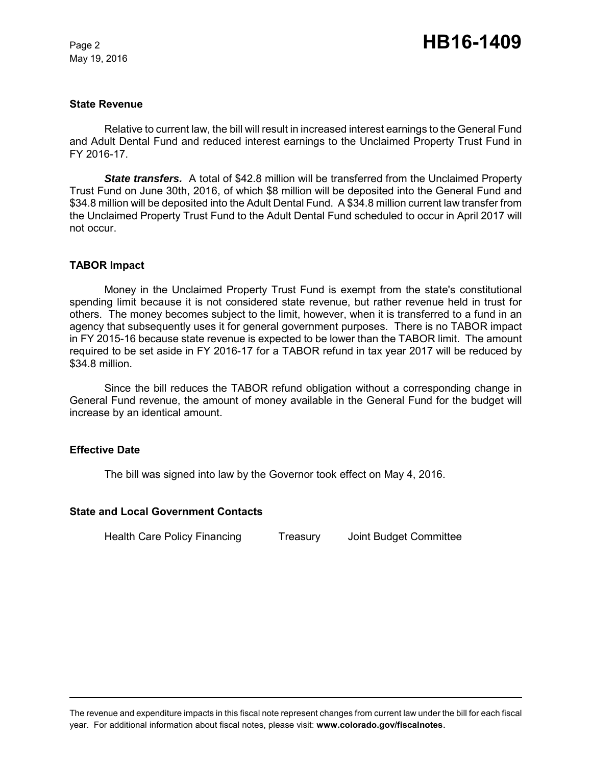### State Revenue

Relative to current law, the bill will result in increased interest earnings to the General Fund and Adult Dental Fund and reduced interest earnings to the Unclaimed Property Trust Fund in FY 2016-17.

***State transfers.*** A total of $42.8 million will be transferred from the Unclaimed Property Trust Fund on June 30th, 2016, of which $8 million will be deposited into the General Fund and $34.8 million will be deposited into the Adult Dental Fund. A $34.8 million current law transfer from the Unclaimed Property Trust Fund to the Adult Dental Fund scheduled to occur in April 2017 will not occur.

### TABOR Impact

Money in the Unclaimed Property Trust Fund is exempt from the state's constitutional spending limit because it is not considered state revenue, but rather revenue held in trust for others. The money becomes subject to the limit, however, when it is transferred to a fund in an agency that subsequently uses it for general government purposes. There is no TABOR impact in FY 2015-16 because state revenue is expected to be lower than the TABOR limit. The amount required to be set aside in FY 2016-17 for a TABOR refund in tax year 2017 will be reduced by $34.8 million.

Since the bill reduces the TABOR refund obligation without a corresponding change in General Fund revenue, the amount of money available in the General Fund for the budget will increase by an identical amount.

### Effective Date

The bill was signed into law by the Governor took effect on May 4, 2016.

### State and Local Government Contacts

Health Care Policy Financing    Treasury    Joint Budget Committee

The revenue and expenditure impacts in this fiscal note represent changes from current law under the bill for each fiscal year. For additional information about fiscal notes, please visit: **www.colorado.gov/fiscalnotes.**